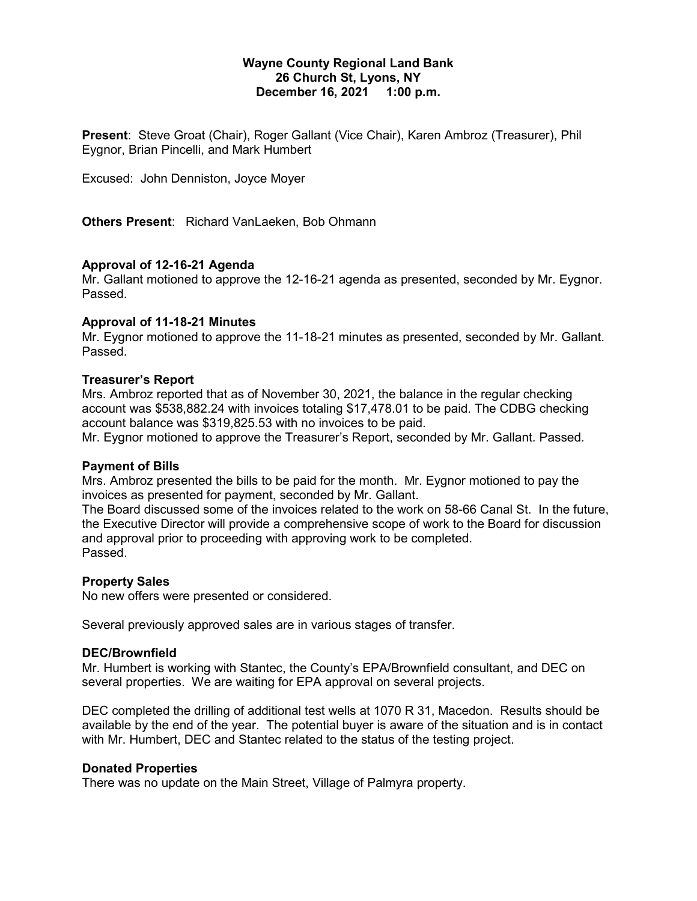**Wayne County Regional Land Bank**
**26 Church St, Lyons, NY**
**December 16, 2021 1:00 p.m.**

**Present**: Steve Groat (Chair), Roger Gallant (Vice Chair), Karen Ambroz (Treasurer), Phil Eygnor, Brian Pincelli, and Mark Humbert

Excused: John Denniston, Joyce Moyer

**Others Present**: Richard VanLaeken, Bob Ohmann

### Approval of 12-16-21 Agenda

Mr. Gallant motioned to approve the 12-16-21 agenda as presented, seconded by Mr. Eygnor. Passed.

### Approval of 11-18-21 Minutes

Mr. Eygnor motioned to approve the 11-18-21 minutes as presented, seconded by Mr. Gallant. Passed.

### Treasurer's Report

Mrs. Ambroz reported that as of November 30, 2021, the balance in the regular checking account was $538,882.24 with invoices totaling $17,478.01 to be paid. The CDBG checking account balance was $319,825.53 with no invoices to be paid.
Mr. Eygnor motioned to approve the Treasurer's Report, seconded by Mr. Gallant. Passed.

### Payment of Bills

Mrs. Ambroz presented the bills to be paid for the month. Mr. Eygnor motioned to pay the invoices as presented for payment, seconded by Mr. Gallant.
The Board discussed some of the invoices related to the work on 58-66 Canal St. In the future, the Executive Director will provide a comprehensive scope of work to the Board for discussion and approval prior to proceeding with approving work to be completed.
Passed.

### Property Sales

No new offers were presented or considered.

Several previously approved sales are in various stages of transfer.

### DEC/Brownfield

Mr. Humbert is working with Stantec, the County's EPA/Brownfield consultant, and DEC on several properties. We are waiting for EPA approval on several projects.

DEC completed the drilling of additional test wells at 1070 R 31, Macedon. Results should be available by the end of the year. The potential buyer is aware of the situation and is in contact with Mr. Humbert, DEC and Stantec related to the status of the testing project.

### Donated Properties

There was no update on the Main Street, Village of Palmyra property.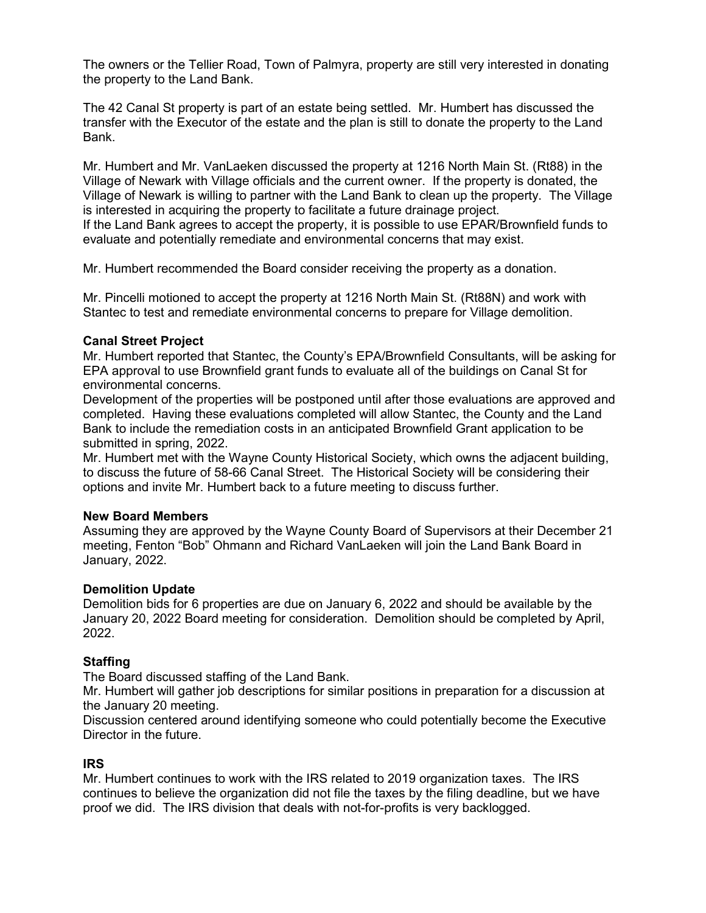The owners or the Tellier Road, Town of Palmyra, property are still very interested in donating the property to the Land Bank.

The 42 Canal St property is part of an estate being settled. Mr. Humbert has discussed the transfer with the Executor of the estate and the plan is still to donate the property to the Land Bank.

Mr. Humbert and Mr. VanLaeken discussed the property at 1216 North Main St. (Rt88) in the Village of Newark with Village officials and the current owner. If the property is donated, the Village of Newark is willing to partner with the Land Bank to clean up the property. The Village is interested in acquiring the property to facilitate a future drainage project.
If the Land Bank agrees to accept the property, it is possible to use EPAR/Brownfield funds to evaluate and potentially remediate and environmental concerns that may exist.

Mr. Humbert recommended the Board consider receiving the property as a donation.

Mr. Pincelli motioned to accept the property at 1216 North Main St. (Rt88N) and work with Stantec to test and remediate environmental concerns to prepare for Village demolition.

**Canal Street Project**
Mr. Humbert reported that Stantec, the County's EPA/Brownfield Consultants, will be asking for EPA approval to use Brownfield grant funds to evaluate all of the buildings on Canal St for environmental concerns.
Development of the properties will be postponed until after those evaluations are approved and completed. Having these evaluations completed will allow Stantec, the County and the Land Bank to include the remediation costs in an anticipated Brownfield Grant application to be submitted in spring, 2022.
Mr. Humbert met with the Wayne County Historical Society, which owns the adjacent building, to discuss the future of 58-66 Canal Street. The Historical Society will be considering their options and invite Mr. Humbert back to a future meeting to discuss further.

**New Board Members**
Assuming they are approved by the Wayne County Board of Supervisors at their December 21 meeting, Fenton "Bob" Ohmann and Richard VanLaeken will join the Land Bank Board in January, 2022.

**Demolition Update**
Demolition bids for 6 properties are due on January 6, 2022 and should be available by the January 20, 2022 Board meeting for consideration. Demolition should be completed by April, 2022.

**Staffing**
The Board discussed staffing of the Land Bank.
Mr. Humbert will gather job descriptions for similar positions in preparation for a discussion at the January 20 meeting.
Discussion centered around identifying someone who could potentially become the Executive Director in the future.

**IRS**
Mr. Humbert continues to work with the IRS related to 2019 organization taxes. The IRS continues to believe the organization did not file the taxes by the filing deadline, but we have proof we did. The IRS division that deals with not-for-profits is very backlogged.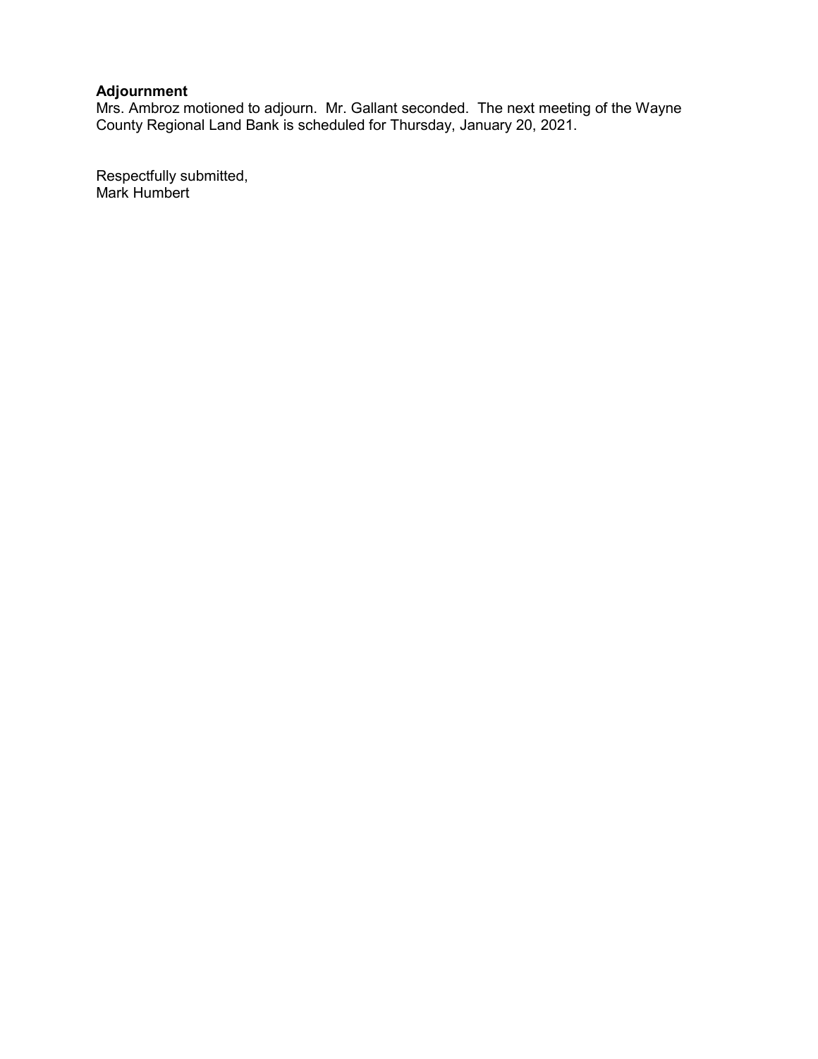**Adjournment**

Mrs. Ambroz motioned to adjourn. Mr. Gallant seconded. The next meeting of the Wayne County Regional Land Bank is scheduled for Thursday, January 20, 2021.

Respectfully submitted,
Mark Humbert